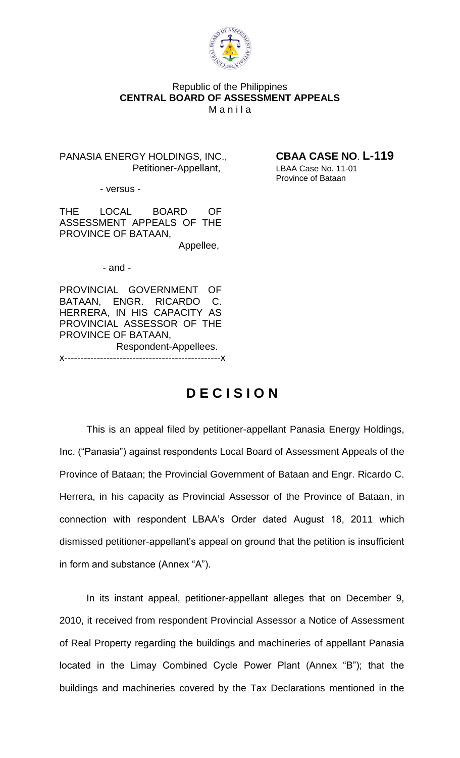Republic of the Philippines
**CENTRAL BOARD OF ASSESSMENT APPEALS**
M a n i l a

PANASIA ENERGY HOLDINGS, INC.,
Petitioner-Appellant,

**CBAA CASE NO. L-119**
LBAA Case No. 11-01
Province of Bataan

- versus -

THE LOCAL BOARD OF ASSESSMENT APPEALS OF THE PROVINCE OF BATAAN,
Appellee,

- and -

PROVINCIAL GOVERNMENT OF BATAAN, ENGR. RICARDO C. HERRERA, IN HIS CAPACITY AS PROVINCIAL ASSESSOR OF THE PROVINCE OF BATAAN,
Respondent-Appellees.

x-----------------------------------------------x

# D E C I S I O N

This is an appeal filed by petitioner-appellant Panasia Energy Holdings, Inc. ("Panasia") against respondents Local Board of Assessment Appeals of the Province of Bataan; the Provincial Government of Bataan and Engr. Ricardo C. Herrera, in his capacity as Provincial Assessor of the Province of Bataan, in connection with respondent LBAA's Order dated August 18, 2011 which dismissed petitioner-appellant's appeal on ground that the petition is insufficient in form and substance (Annex "A").

In its instant appeal, petitioner-appellant alleges that on December 9, 2010, it received from respondent Provincial Assessor a Notice of Assessment of Real Property regarding the buildings and machineries of appellant Panasia located in the Limay Combined Cycle Power Plant (Annex "B"); that the buildings and machineries covered by the Tax Declarations mentioned in the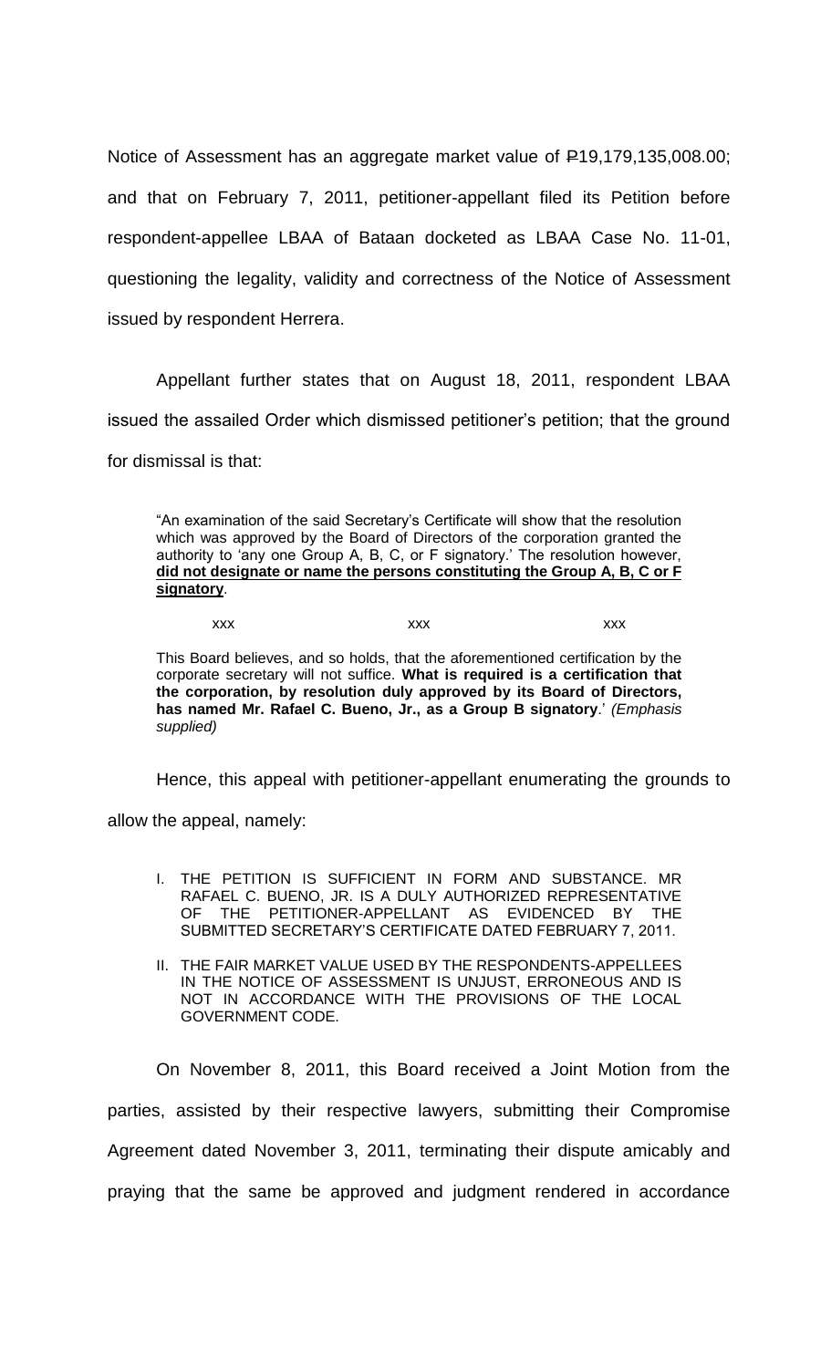Notice of Assessment has an aggregate market value of ₱19,179,135,008.00; and that on February 7, 2011, petitioner-appellant filed its Petition before respondent-appellee LBAA of Bataan docketed as LBAA Case No. 11-01, questioning the legality, validity and correctness of the Notice of Assessment issued by respondent Herrera.

Appellant further states that on August 18, 2011, respondent LBAA issued the assailed Order which dismissed petitioner's petition; that the ground for dismissal is that:

> "An examination of the said Secretary's Certificate will show that the resolution which was approved by the Board of Directors of the corporation granted the authority to 'any one Group A, B, C, or F signatory.' The resolution however, **did not designate or name the persons constituting the Group A, B, C or F signatory**.
>
> xxx xxx xxx
>
> This Board believes, and so holds, that the aforementioned certification by the corporate secretary will not suffice. **What is required is a certification that the corporation, by resolution duly approved by its Board of Directors, has named Mr. Rafael C. Bueno, Jr., as a Group B signatory**.' *(Emphasis supplied)*

Hence, this appeal with petitioner-appellant enumerating the grounds to allow the appeal, namely:

> I. THE PETITION IS SUFFICIENT IN FORM AND SUBSTANCE. MR RAFAEL C. BUENO, JR. IS A DULY AUTHORIZED REPRESENTATIVE OF THE PETITIONER-APPELLANT AS EVIDENCED BY THE SUBMITTED SECRETARY'S CERTIFICATE DATED FEBRUARY 7, 2011.
>
> II. THE FAIR MARKET VALUE USED BY THE RESPONDENTS-APPELLEES IN THE NOTICE OF ASSESSMENT IS UNJUST, ERRONEOUS AND IS NOT IN ACCORDANCE WITH THE PROVISIONS OF THE LOCAL GOVERNMENT CODE.

On November 8, 2011, this Board received a Joint Motion from the parties, assisted by their respective lawyers, submitting their Compromise Agreement dated November 3, 2011, terminating their dispute amicably and praying that the same be approved and judgment rendered in accordance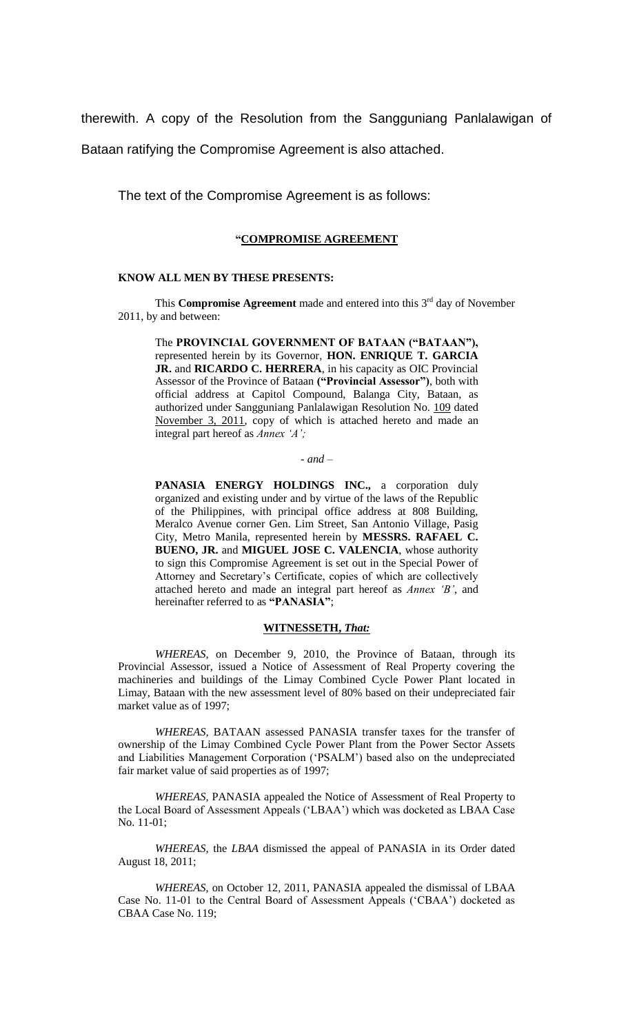therewith. A copy of the Resolution from the Sangguniang Panlalawigan of Bataan ratifying the Compromise Agreement is also attached.

The text of the Compromise Agreement is as follows:

**"COMPROMISE AGREEMENT**

**KNOW ALL MEN BY THESE PRESENTS:**

This **Compromise Agreement** made and entered into this 3rd day of November 2011, by and between:

> The **PROVINCIAL GOVERNMENT OF BATAAN ("BATAAN"),** represented herein by its Governor, **HON. ENRIQUE T. GARCIA JR.** and **RICARDO C. HERRERA**, in his capacity as OIC Provincial Assessor of the Province of Bataan **("Provincial Assessor")**, both with official address at Capitol Compound, Balanga City, Bataan, as authorized under Sangguniang Panlalawigan Resolution No. 109 dated November 3, 2011, copy of which is attached hereto and made an integral part hereof as *Annex 'A';*
>
> *- and –*
>
> **PANASIA ENERGY HOLDINGS INC.,** a corporation duly organized and existing under and by virtue of the laws of the Republic of the Philippines, with principal office address at 808 Building, Meralco Avenue corner Gen. Lim Street, San Antonio Village, Pasig City, Metro Manila, represented herein by **MESSRS. RAFAEL C. BUENO, JR.** and **MIGUEL JOSE C. VALENCIA**, whose authority to sign this Compromise Agreement is set out in the Special Power of Attorney and Secretary's Certificate, copies of which are collectively attached hereto and made an integral part hereof as *Annex 'B'*, and hereinafter referred to as **"PANASIA"**;

**WITNESSETH, *That:***

*WHEREAS,* on December 9, 2010, the Province of Bataan, through its Provincial Assessor, issued a Notice of Assessment of Real Property covering the machineries and buildings of the Limay Combined Cycle Power Plant located in Limay, Bataan with the new assessment level of 80% based on their undepreciated fair market value as of 1997;

*WHEREAS,* BATAAN assessed PANASIA transfer taxes for the transfer of ownership of the Limay Combined Cycle Power Plant from the Power Sector Assets and Liabilities Management Corporation ('PSALM') based also on the undepreciated fair market value of said properties as of 1997;

*WHEREAS,* PANASIA appealed the Notice of Assessment of Real Property to the Local Board of Assessment Appeals ('LBAA') which was docketed as LBAA Case No. 11-01;

*WHEREAS,* the *LBAA* dismissed the appeal of PANASIA in its Order dated August 18, 2011;

*WHEREAS,* on October 12, 2011, PANASIA appealed the dismissal of LBAA Case No. 11-01 to the Central Board of Assessment Appeals ('CBAA') docketed as CBAA Case No. 119;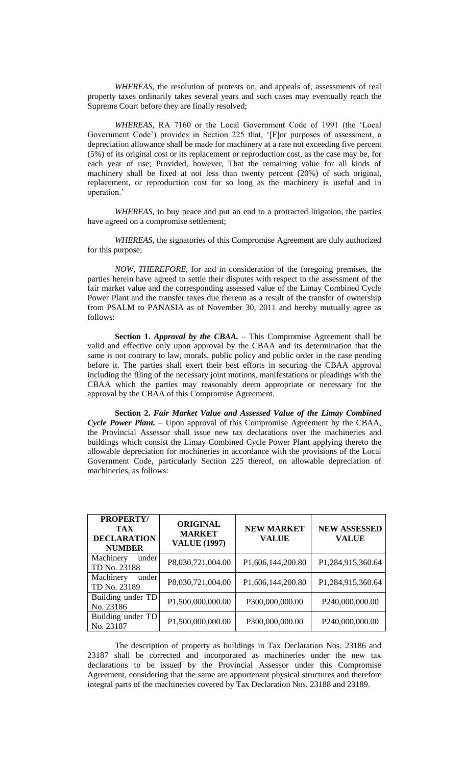*WHEREAS*, the resolution of protests on, and appeals of, assessments of real property taxes ordinarily takes several years and such cases may eventually reach the Supreme Court before they are finally resolved;

*WHEREAS*, RA 7160 or the Local Government Code of 1991 (the 'Local Government Code') provides in Section 225 that, '[F]or purposes of assessment, a depreciation allowance shall be made for machinery at a rate not exceeding five percent (5%) of its original cost or its replacement or reproduction cost, as the case may be, for each year of use; Provided, however, That the remaining value for all kinds of machinery shall be fixed at not less than twenty percent (20%) of such original, replacement, or reproduction cost for so long as the machinery is useful and in operation.'

*WHEREAS*, to buy peace and put an end to a protracted litigation, the parties have agreed on a compromise settlement;

*WHEREAS*, the signatories of this Compromise Agreement are duly authorized for this purpose;

*NOW, THEREFORE*, for and in consideration of the foregoing premises, the parties herein have agreed to settle their disputes with respect to the assessment of the fair market value and the corresponding assessed value of the Limay Combined Cycle Power Plant and the transfer taxes due thereon as a result of the transfer of ownership from PSALM to PANASIA as of November 30, 2011 and hereby mutually agree as follows:

**Section 1.** ***Approval by the CBAA.*** – This Compromise Agreement shall be valid and effective only upon approval by the CBAA and its determination that the same is not contrary to law, morals, public policy and public order in the case pending before it. The parties shall exert their best efforts in securing the CBAA approval including the filing of the necessary joint motions, manifestations or pleadings with the CBAA which the parties may reasonably deem appropriate or necessary for the approval by the CBAA of this Compromise Agreement.

**Section 2.** ***Fair Market Value and Assessed Value of the Limay Combined Cycle Power Plant.*** – Upon approval of this Compromise Agreement by the CBAA, the Provincial Assessor shall issue new tax declarations over the machineries and buildings which consist the Limay Combined Cycle Power Plant applying thereto the allowable depreciation for machineries in accordance with the provisions of the Local Government Code, particularly Section 225 thereof, on allowable depreciation of machineries, as follows:

| PROPERTY/ TAX DECLARATION NUMBER | ORIGINAL MARKET VALUE (1997) | NEW MARKET VALUE | NEW ASSESSED VALUE |
|---|---|---|---|
| Machinery under TD No. 23188 | P8,030,721,004.00 | P1,606,144,200.80 | P1,284,915,360.64 |
| Machinery under TD No. 23189 | P8,030,721,004.00 | P1,606,144,200.80 | P1,284,915,360.64 |
| Building under TD No. 23186 | P1,500,000,000.00 | P300,000,000.00 | P240,000,000.00 |
| Building under TD No. 23187 | P1,500,000,000.00 | P300,000,000.00 | P240,000,000.00 |

The description of property as buildings in Tax Declaration Nos. 23186 and 23187 shall be corrected and incorporated as machineries under the new tax declarations to be issued by the Provincial Assessor under this Compromise Agreement, considering that the same are appurtenant physical structures and therefore integral parts of the machineries covered by Tax Declaration Nos. 23188 and 23189.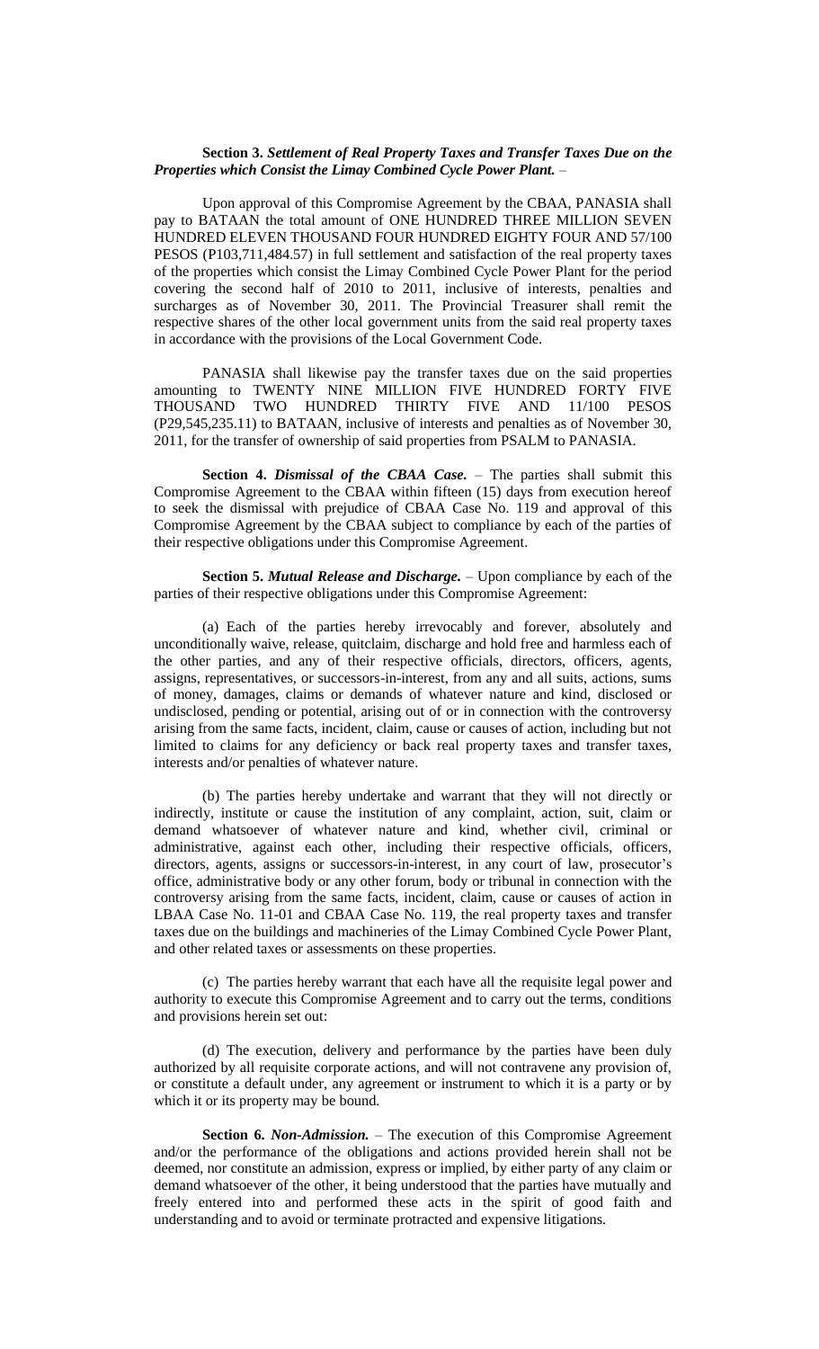**Section 3.** ***Settlement of Real Property Taxes and Transfer Taxes Due on the Properties which Consist the Limay Combined Cycle Power Plant.*** –

Upon approval of this Compromise Agreement by the CBAA, PANASIA shall pay to BATAAN the total amount of ONE HUNDRED THREE MILLION SEVEN HUNDRED ELEVEN THOUSAND FOUR HUNDRED EIGHTY FOUR AND 57/100 PESOS (P103,711,484.57) in full settlement and satisfaction of the real property taxes of the properties which consist the Limay Combined Cycle Power Plant for the period covering the second half of 2010 to 2011, inclusive of interests, penalties and surcharges as of November 30, 2011. The Provincial Treasurer shall remit the respective shares of the other local government units from the said real property taxes in accordance with the provisions of the Local Government Code.

PANASIA shall likewise pay the transfer taxes due on the said properties amounting to TWENTY NINE MILLION FIVE HUNDRED FORTY FIVE THOUSAND TWO HUNDRED THIRTY FIVE AND 11/100 PESOS (P29,545,235.11) to BATAAN, inclusive of interests and penalties as of November 30, 2011, for the transfer of ownership of said properties from PSALM to PANASIA.

**Section 4.** ***Dismissal of the CBAA Case.*** – The parties shall submit this Compromise Agreement to the CBAA within fifteen (15) days from execution hereof to seek the dismissal with prejudice of CBAA Case No. 119 and approval of this Compromise Agreement by the CBAA subject to compliance by each of the parties of their respective obligations under this Compromise Agreement.

**Section 5.** ***Mutual Release and Discharge.*** – Upon compliance by each of the parties of their respective obligations under this Compromise Agreement:

(a) Each of the parties hereby irrevocably and forever, absolutely and unconditionally waive, release, quitclaim, discharge and hold free and harmless each of the other parties, and any of their respective officials, directors, officers, agents, assigns, representatives, or successors-in-interest, from any and all suits, actions, sums of money, damages, claims or demands of whatever nature and kind, disclosed or undisclosed, pending or potential, arising out of or in connection with the controversy arising from the same facts, incident, claim, cause or causes of action, including but not limited to claims for any deficiency or back real property taxes and transfer taxes, interests and/or penalties of whatever nature.

(b) The parties hereby undertake and warrant that they will not directly or indirectly, institute or cause the institution of any complaint, action, suit, claim or demand whatsoever of whatever nature and kind, whether civil, criminal or administrative, against each other, including their respective officials, officers, directors, agents, assigns or successors-in-interest, in any court of law, prosecutor's office, administrative body or any other forum, body or tribunal in connection with the controversy arising from the same facts, incident, claim, cause or causes of action in LBAA Case No. 11-01 and CBAA Case No. 119, the real property taxes and transfer taxes due on the buildings and machineries of the Limay Combined Cycle Power Plant, and other related taxes or assessments on these properties.

(c) The parties hereby warrant that each have all the requisite legal power and authority to execute this Compromise Agreement and to carry out the terms, conditions and provisions herein set out:

(d) The execution, delivery and performance by the parties have been duly authorized by all requisite corporate actions, and will not contravene any provision of, or constitute a default under, any agreement or instrument to which it is a party or by which it or its property may be bound.

**Section 6.** ***Non-Admission.*** – The execution of this Compromise Agreement and/or the performance of the obligations and actions provided herein shall not be deemed, nor constitute an admission, express or implied, by either party of any claim or demand whatsoever of the other, it being understood that the parties have mutually and freely entered into and performed these acts in the spirit of good faith and understanding and to avoid or terminate protracted and expensive litigations.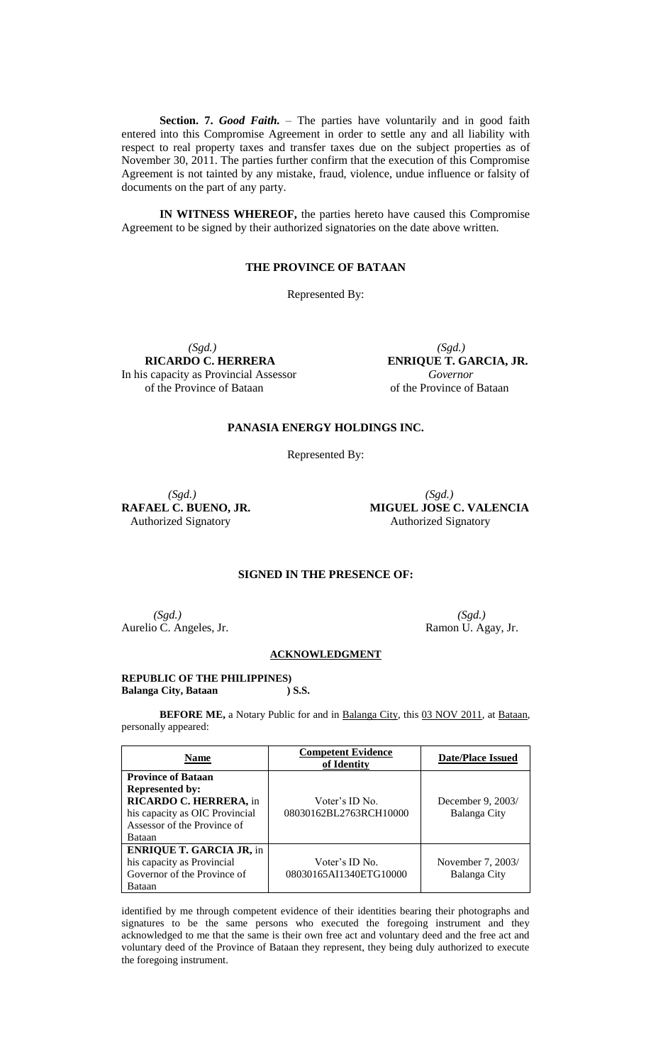**Section. 7.** ***Good Faith.*** – The parties have voluntarily and in good faith entered into this Compromise Agreement in order to settle any and all liability with respect to real property taxes and transfer taxes due on the subject properties as of November 30, 2011. The parties further confirm that the execution of this Compromise Agreement is not tainted by any mistake, fraud, violence, undue influence or falsity of documents on the part of any party.

**IN WITNESS WHEREOF,** the parties hereto have caused this Compromise Agreement to be signed by their authorized signatories on the date above written.

**THE PROVINCE OF BATAAN**

Represented By:

*(Sgd.)*
**RICARDO C. HERRERA**
In his capacity as Provincial Assessor
of the Province of Bataan

*(Sgd.)*
**ENRIQUE T. GARCIA, JR.**
*Governor*
of the Province of Bataan

**PANASIA ENERGY HOLDINGS INC.**

Represented By:

*(Sgd.)*
**RAFAEL C. BUENO, JR.**
Authorized Signatory

*(Sgd.)*
**MIGUEL JOSE C. VALENCIA**
Authorized Signatory

**SIGNED IN THE PRESENCE OF:**

*(Sgd.)*
Aurelio C. Angeles, Jr.

*(Sgd.)*
Ramon U. Agay, Jr.

**ACKNOWLEDGMENT**

**REPUBLIC OF THE PHILIPPINES)**
**Balanga City, Bataan ) S.S.**

**BEFORE ME,** a Notary Public for and in Balanga City, this 03 NOV 2011, at Bataan, personally appeared:

| Name | Competent Evidence of Identity | Date/Place Issued |
|---|---|---|
| **Province of Bataan Represented by: RICARDO C. HERRERA,** in his capacity as OIC Provincial Assessor of the Province of Bataan | Voter's ID No. 08030162BL2763RCH10000 | December 9, 2003/ Balanga City |
| **ENRIQUE T. GARCIA JR,** in his capacity as Provincial Governor of the Province of Bataan | Voter's ID No. 08030165AI1340ETG10000 | November 7, 2003/ Balanga City |

identified by me through competent evidence of their identities bearing their photographs and signatures to be the same persons who executed the foregoing instrument and they acknowledged to me that the same is their own free act and voluntary deed and the free act and voluntary deed of the Province of Bataan they represent, they being duly authorized to execute the foregoing instrument.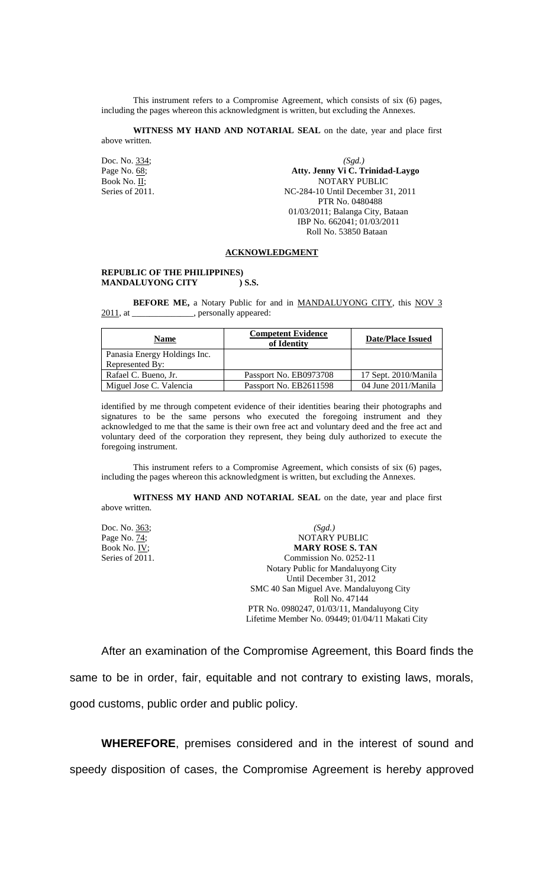This instrument refers to a Compromise Agreement, which consists of six (6) pages, including the pages whereon this acknowledgment is written, but excluding the Annexes.

**WITNESS MY HAND AND NOTARIAL SEAL** on the date, year and place first above written.

Doc. No. 334;
Page No. 68;
Book No. II;
Series of 2011.

*(Sgd.)*
**Atty. Jenny Vi C. Trinidad-Laygo**
NOTARY PUBLIC
NC-284-10 Until December 31, 2011
PTR No. 0480488
01/03/2011; Balanga City, Bataan
IBP No. 662041; 01/03/2011
Roll No. 53850 Bataan

## ACKNOWLEDGMENT

**REPUBLIC OF THE PHILIPPINES)**
**MANDALUYONG CITY ) S.S.**

**BEFORE ME,** a Notary Public for and in MANDALUYONG CITY, this NOV 3 2011, at _____________, personally appeared:

| Name | Competent Evidence of Identity | Date/Place Issued |
|---|---|---|
| Panasia Energy Holdings Inc. Represented By: | | |
| Rafael C. Bueno, Jr. | Passport No. EB0973708 | 17 Sept. 2010/Manila |
| Miguel Jose C. Valencia | Passport No. EB2611598 | 04 June 2011/Manila |

identified by me through competent evidence of their identities bearing their photographs and signatures to be the same persons who executed the foregoing instrument and they acknowledged to me that the same is their own free act and voluntary deed and the free act and voluntary deed of the corporation they represent, they being duly authorized to execute the foregoing instrument.

This instrument refers to a Compromise Agreement, which consists of six (6) pages, including the pages whereon this acknowledgment is written, but excluding the Annexes.

**WITNESS MY HAND AND NOTARIAL SEAL** on the date, year and place first above written.

Doc. No. 363;
Page No. 74;
Book No. IV;
Series of 2011.

*(Sgd.)*
NOTARY PUBLIC
**MARY ROSE S. TAN**
Commission No. 0252-11
Notary Public for Mandaluyong City
Until December 31, 2012
SMC 40 San Miguel Ave. Mandaluyong City
Roll No. 47144
PTR No. 0980247, 01/03/11, Mandaluyong City
Lifetime Member No. 09449; 01/04/11 Makati City

After an examination of the Compromise Agreement, this Board finds the same to be in order, fair, equitable and not contrary to existing laws, morals, good customs, public order and public policy.

**WHEREFORE**, premises considered and in the interest of sound and speedy disposition of cases, the Compromise Agreement is hereby approved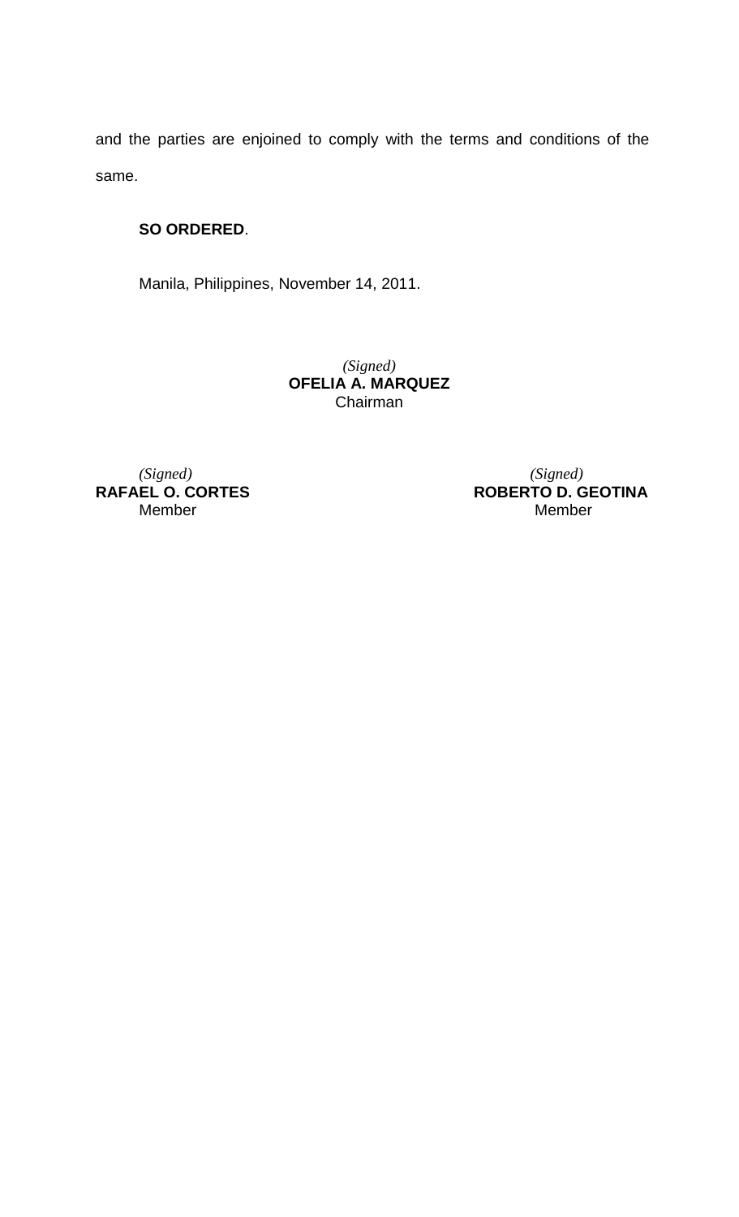and the parties are enjoined to comply with the terms and conditions of the same.

**SO ORDERED**.

Manila, Philippines, November 14, 2011.

*(Signed)*
**OFELIA A. MARQUEZ**
Chairman

*(Signed)*
**RAFAEL O. CORTES**
Member

*(Signed)*
**ROBERTO D. GEOTINA**
Member